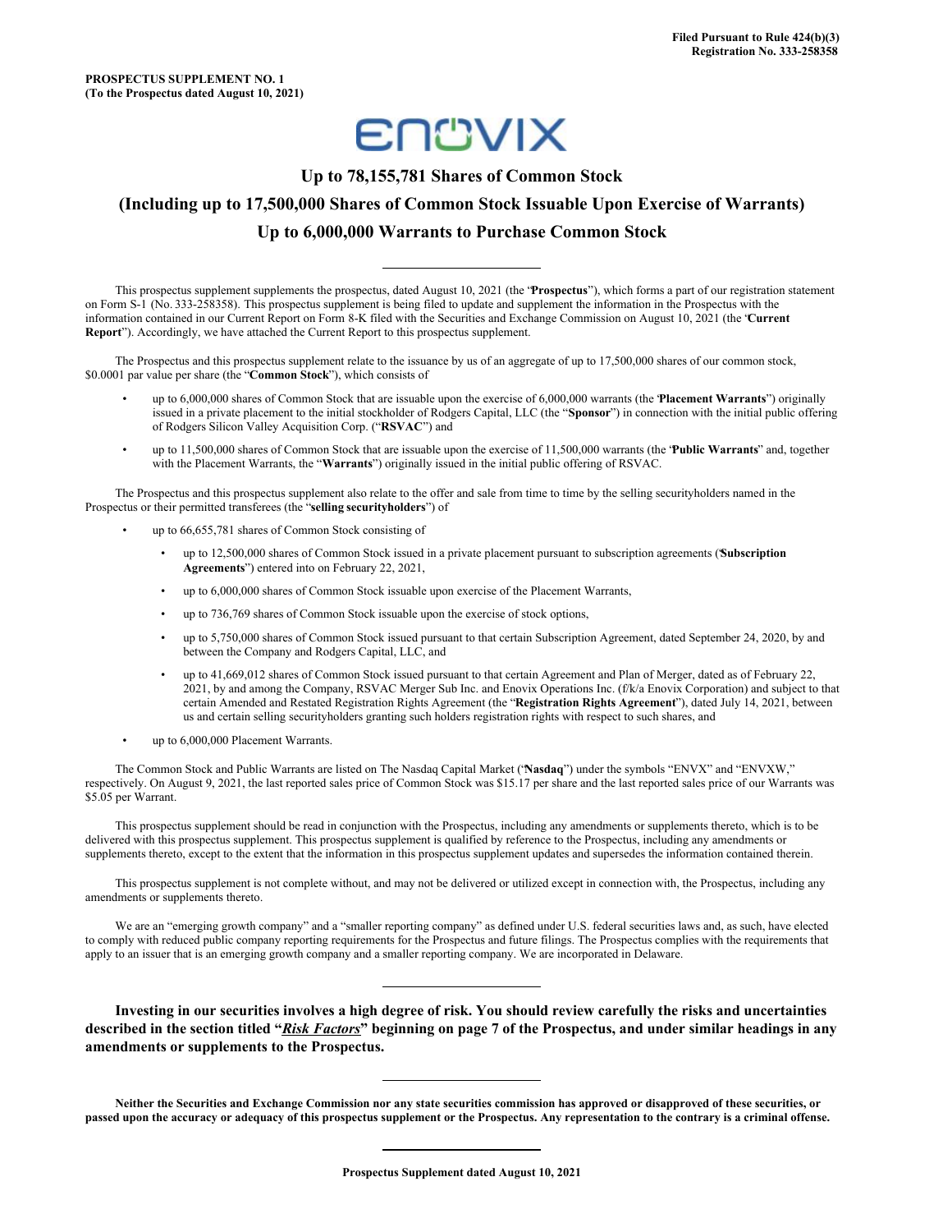Filed Pursuant to Rule 424(b)(3)
Registration No. 333-258358

**PROSPECTUS SUPPLEMENT NO. 1**
**(To the Prospectus dated August 10, 2021)**

ENOVIX

# Up to 78,155,781 Shares of Common Stock

# (Including up to 17,500,000 Shares of Common Stock Issuable Upon Exercise of Warrants)

# Up to 6,000,000 Warrants to Purchase Common Stock

---

This prospectus supplement supplements the prospectus, dated August 10, 2021 (the "**Prospectus**"), which forms a part of our registration statement on Form S-1 (No. 333-258358). This prospectus supplement is being filed to update and supplement the information in the Prospectus with the information contained in our Current Report on Form 8-K filed with the Securities and Exchange Commission on August 10, 2021 (the "**Current Report**"). Accordingly, we have attached the Current Report to this prospectus supplement.

The Prospectus and this prospectus supplement relate to the issuance by us of an aggregate of up to 17,500,000 shares of our common stock, $0.0001 par value per share (the "**Common Stock**"), which consists of

- up to 6,000,000 shares of Common Stock that are issuable upon the exercise of 6,000,000 warrants (the "**Placement Warrants**") originally issued in a private placement to the initial stockholder of Rodgers Capital, LLC (the "**Sponsor**") in connection with the initial public offering of Rodgers Silicon Valley Acquisition Corp. ("**RSVAC**") and
- up to 11,500,000 shares of Common Stock that are issuable upon the exercise of 11,500,000 warrants (the "**Public Warrants**" and, together with the Placement Warrants, the "**Warrants**") originally issued in the initial public offering of RSVAC.

The Prospectus and this prospectus supplement also relate to the offer and sale from time to time by the selling securityholders named in the Prospectus or their permitted transferees (the "**selling securityholders**") of

- up to 66,655,781 shares of Common Stock consisting of
  - up to 12,500,000 shares of Common Stock issued in a private placement pursuant to subscription agreements ("**Subscription Agreements**") entered into on February 22, 2021,
  - up to 6,000,000 shares of Common Stock issuable upon exercise of the Placement Warrants,
  - up to 736,769 shares of Common Stock issuable upon the exercise of stock options,
  - up to 5,750,000 shares of Common Stock issued pursuant to that certain Subscription Agreement, dated September 24, 2020, by and between the Company and Rodgers Capital, LLC, and
  - up to 41,669,012 shares of Common Stock issued pursuant to that certain Agreement and Plan of Merger, dated as of February 22, 2021, by and among the Company, RSVAC Merger Sub Inc. and Enovix Operations Inc. (f/k/a Enovix Corporation) and subject to that certain Amended and Restated Registration Rights Agreement (the "**Registration Rights Agreement**"), dated July 14, 2021, between us and certain selling securityholders granting such holders registration rights with respect to such shares, and
- up to 6,000,000 Placement Warrants.

The Common Stock and Public Warrants are listed on The Nasdaq Capital Market ("**Nasdaq**") under the symbols "ENVX" and "ENVXW," respectively. On August 9, 2021, the last reported sales price of Common Stock was $15.17 per share and the last reported sales price of our Warrants was $5.05 per Warrant.

This prospectus supplement should be read in conjunction with the Prospectus, including any amendments or supplements thereto, which is to be delivered with this prospectus supplement. This prospectus supplement is qualified by reference to the Prospectus, including any amendments or supplements thereto, except to the extent that the information in this prospectus supplement updates and supersedes the information contained therein.

This prospectus supplement is not complete without, and may not be delivered or utilized except in connection with, the Prospectus, including any amendments or supplements thereto.

We are an "emerging growth company" and a "smaller reporting company" as defined under U.S. federal securities laws and, as such, have elected to comply with reduced public company reporting requirements for the Prospectus and future filings. The Prospectus complies with the requirements that apply to an issuer that is an emerging growth company and a smaller reporting company. We are incorporated in Delaware.

---

**Investing in our securities involves a high degree of risk. You should review carefully the risks and uncertainties described in the section titled "*Risk Factors*" beginning on page 7 of the Prospectus, and under similar headings in any amendments or supplements to the Prospectus.**

---

**Neither the Securities and Exchange Commission nor any state securities commission has approved or disapproved of these securities, or passed upon the accuracy or adequacy of this prospectus supplement or the Prospectus. Any representation to the contrary is a criminal offense.**

---

**Prospectus Supplement dated August 10, 2021**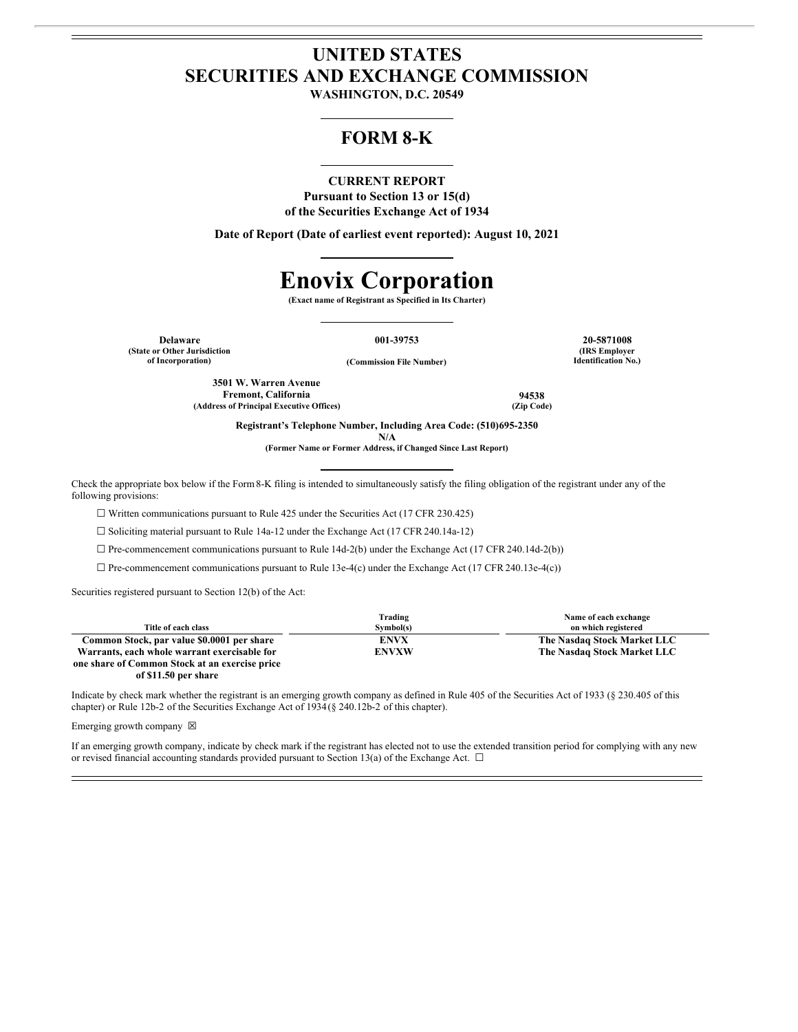# UNITED STATES
# SECURITIES AND EXCHANGE COMMISSION

**WASHINGTON, D.C. 20549**

## FORM 8-K

**CURRENT REPORT**
**Pursuant to Section 13 or 15(d)**
**of the Securities Exchange Act of 1934**

**Date of Report (Date of earliest event reported): August 10, 2021**

# Enovix Corporation

**(Exact name of Registrant as Specified in Its Charter)**

| Delaware | 001-39753 | 20-5871008 |
|---|---|---|
| (State or Other Jurisdiction of Incorporation) | (Commission File Number) | (IRS Employer Identification No.) |

| 3501 W. Warren Avenue Fremont, California | 94538 |
|---|---|
| (Address of Principal Executive Offices) | (Zip Code) |

**Registrant's Telephone Number, Including Area Code: (510)695-2350**

**N/A**
**(Former Name or Former Address, if Changed Since Last Report)**

Check the appropriate box below if the Form 8-K filing is intended to simultaneously satisfy the filing obligation of the registrant under any of the following provisions:

☐ Written communications pursuant to Rule 425 under the Securities Act (17 CFR 230.425)

☐ Soliciting material pursuant to Rule 14a-12 under the Exchange Act (17 CFR 240.14a-12)

☐ Pre-commencement communications pursuant to Rule 14d-2(b) under the Exchange Act (17 CFR 240.14d-2(b))

☐ Pre-commencement communications pursuant to Rule 13e-4(c) under the Exchange Act (17 CFR 240.13e-4(c))

Securities registered pursuant to Section 12(b) of the Act:

| Title of each class | Trading Symbol(s) | Name of each exchange on which registered |
|---|---|---|
| Common Stock, par value $0.0001 per share | ENVX | The Nasdaq Stock Market LLC |
| Warrants, each whole warrant exercisable for one share of Common Stock at an exercise price of $11.50 per share | ENVXW | The Nasdaq Stock Market LLC |

Indicate by check mark whether the registrant is an emerging growth company as defined in Rule 405 of the Securities Act of 1933 (§ 230.405 of this chapter) or Rule 12b-2 of the Securities Exchange Act of 1934 (§ 240.12b-2 of this chapter).

Emerging growth company ☒

If an emerging growth company, indicate by check mark if the registrant has elected not to use the extended transition period for complying with any new or revised financial accounting standards provided pursuant to Section 13(a) of the Exchange Act. ☐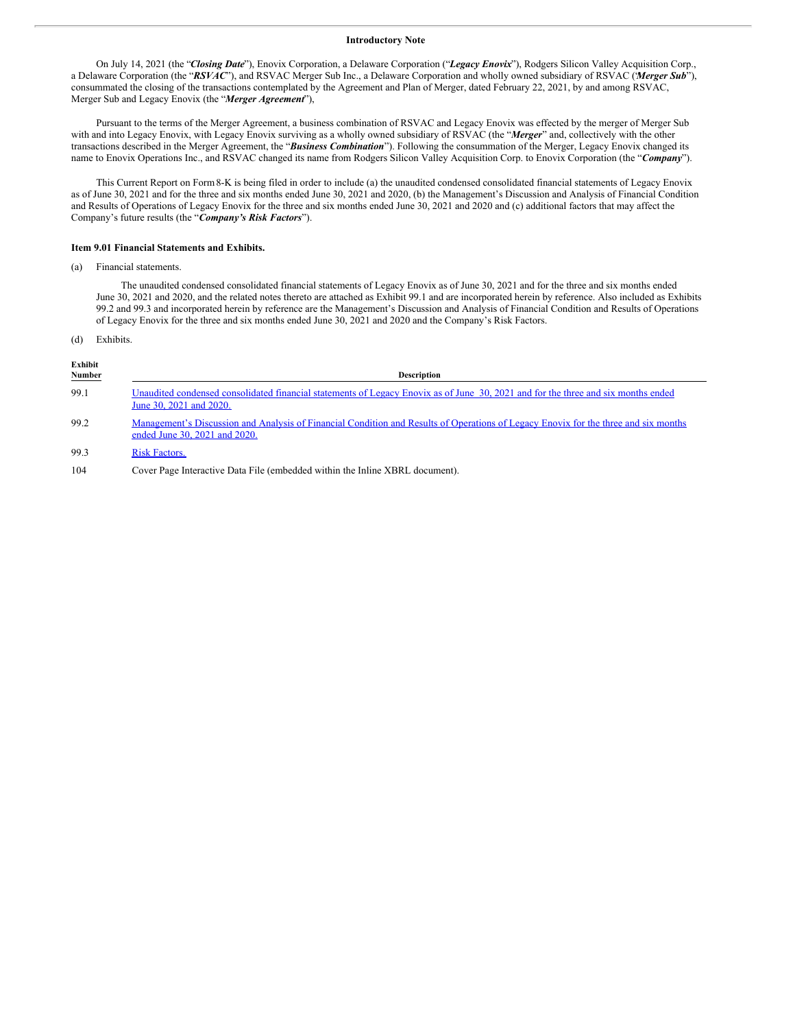**Introductory Note**

On July 14, 2021 (the "***Closing Date***"), Enovix Corporation, a Delaware Corporation ("***Legacy Enovix***"), Rodgers Silicon Valley Acquisition Corp., a Delaware Corporation (the "***RSVAC***"), and RSVAC Merger Sub Inc., a Delaware Corporation and wholly owned subsidiary of RSVAC ("***Merger Sub***"), consummated the closing of the transactions contemplated by the Agreement and Plan of Merger, dated February 22, 2021, by and among RSVAC, Merger Sub and Legacy Enovix (the "***Merger Agreement***"),

Pursuant to the terms of the Merger Agreement, a business combination of RSVAC and Legacy Enovix was effected by the merger of Merger Sub with and into Legacy Enovix, with Legacy Enovix surviving as a wholly owned subsidiary of RSVAC (the "***Merger***" and, collectively with the other transactions described in the Merger Agreement, the "***Business Combination***"). Following the consummation of the Merger, Legacy Enovix changed its name to Enovix Operations Inc., and RSVAC changed its name from Rodgers Silicon Valley Acquisition Corp. to Enovix Corporation (the "***Company***").

This Current Report on Form 8-K is being filed in order to include (a) the unaudited condensed consolidated financial statements of Legacy Enovix as of June 30, 2021 and for the three and six months ended June 30, 2021 and 2020, (b) the Management's Discussion and Analysis of Financial Condition and Results of Operations of Legacy Enovix for the three and six months ended June 30, 2021 and 2020 and (c) additional factors that may affect the Company's future results (the "***Company's Risk Factors***").

**Item 9.01 Financial Statements and Exhibits.**

(a) Financial statements.

The unaudited condensed consolidated financial statements of Legacy Enovix as of June 30, 2021 and for the three and six months ended June 30, 2021 and 2020, and the related notes thereto are attached as Exhibit 99.1 and are incorporated herein by reference. Also included as Exhibits 99.2 and 99.3 and incorporated herein by reference are the Management's Discussion and Analysis of Financial Condition and Results of Operations of Legacy Enovix for the three and six months ended June 30, 2021 and 2020 and the Company's Risk Factors.

(d) Exhibits.

| Exhibit Number | Description |
|---|---|
| 99.1 | Unaudited condensed consolidated financial statements of Legacy Enovix as of June 30, 2021 and for the three and six months ended June 30, 2021 and 2020. |
| 99.2 | Management's Discussion and Analysis of Financial Condition and Results of Operations of Legacy Enovix for the three and six months ended June 30, 2021 and 2020. |
| 99.3 | Risk Factors. |
| 104 | Cover Page Interactive Data File (embedded within the Inline XBRL document). |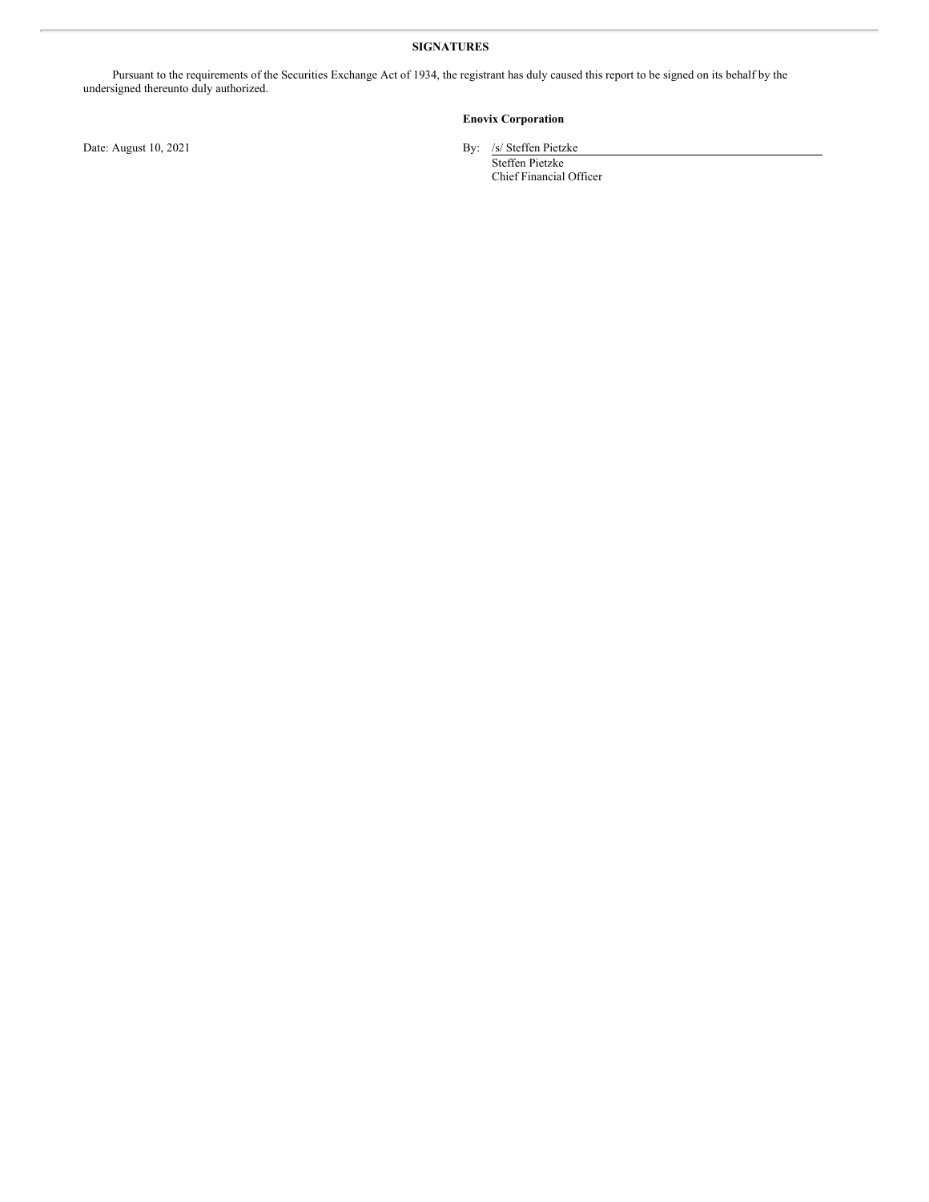**SIGNATURES**

Pursuant to the requirements of the Securities Exchange Act of 1934, the registrant has duly caused this report to be signed on its behalf by the undersigned thereunto duly authorized.

**Enovix Corporation**

Date: August 10, 2021

By: /s/ Steffen Pietzke
Steffen Pietzke
Chief Financial Officer